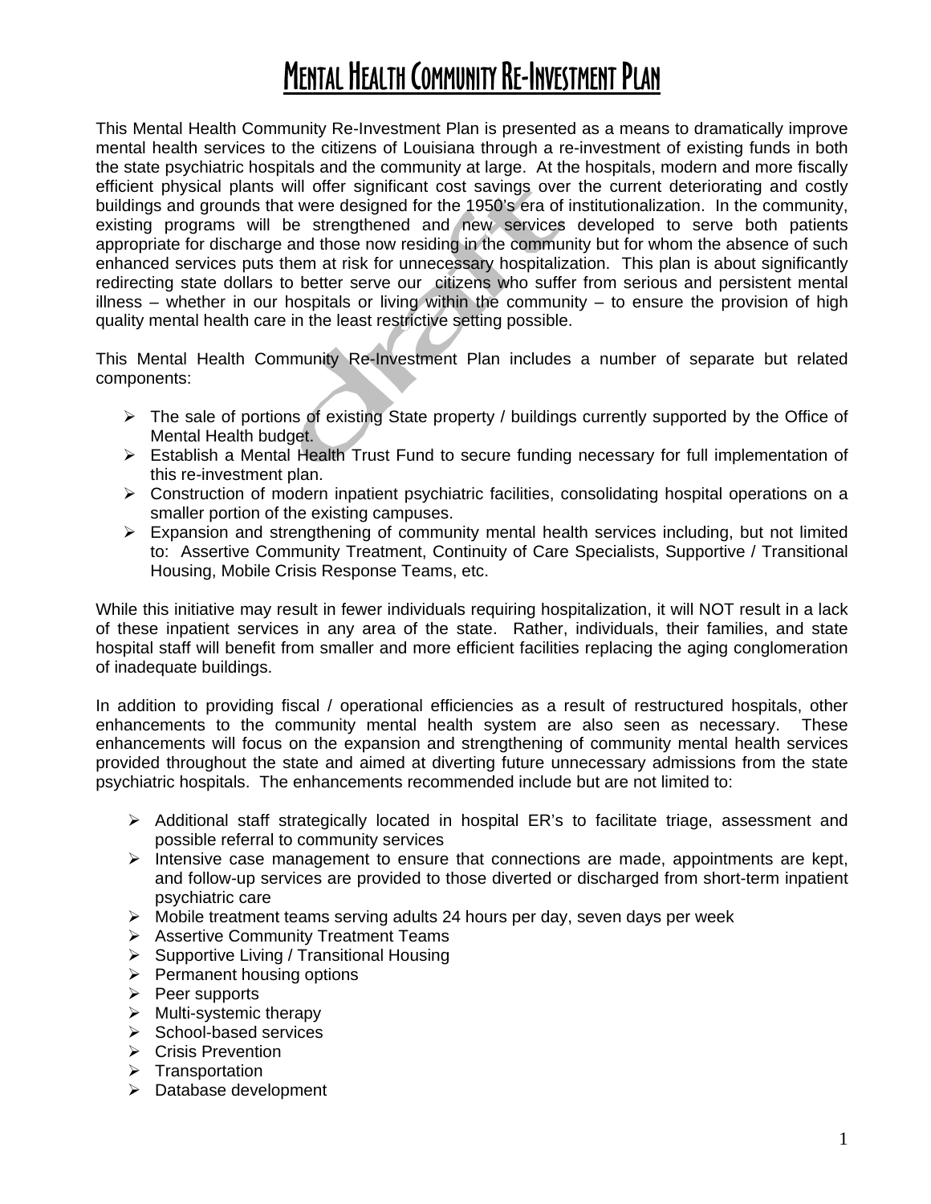# Mental Health Community Re-Investment Plan

This Mental Health Community Re-Investment Plan is presented as a means to dramatically improve mental health services to the citizens of Louisiana through a re-investment of existing funds in both the state psychiatric hospitals and the community at large. At the hospitals, modern and more fiscally efficient physical plants will offer significant cost savings over the current deteriorating and costly buildings and grounds that were designed for the 1950's era of institutionalization. In the community, existing programs will be strengthened and new services developed to serve both patients appropriate for discharge and those now residing in the community but for whom the absence of such enhanced services puts them at risk for unnecessary hospitalization. This plan is about significantly redirecting state dollars to better serve our citizens who suffer from serious and persistent mental illness – whether in our hospitals or living within the community – to ensure the provision of high quality mental health care in the least restrictive setting possible.

This Mental Health Community Re-Investment Plan includes a number of separate but related components:

- The sale of portions of existing State property / buildings currently supported by the Office of Mental Health budget.
- Establish a Mental Health Trust Fund to secure funding necessary for full implementation of this re-investment plan.
- Construction of modern inpatient psychiatric facilities, consolidating hospital operations on a smaller portion of the existing campuses.
- Expansion and strengthening of community mental health services including, but not limited to: Assertive Community Treatment, Continuity of Care Specialists, Supportive / Transitional Housing, Mobile Crisis Response Teams, etc.

While this initiative may result in fewer individuals requiring hospitalization, it will NOT result in a lack of these inpatient services in any area of the state. Rather, individuals, their families, and state hospital staff will benefit from smaller and more efficient facilities replacing the aging conglomeration of inadequate buildings.

In addition to providing fiscal / operational efficiencies as a result of restructured hospitals, other enhancements to the community mental health system are also seen as necessary. These enhancements will focus on the expansion and strengthening of community mental health services provided throughout the state and aimed at diverting future unnecessary admissions from the state psychiatric hospitals. The enhancements recommended include but are not limited to:

- Additional staff strategically located in hospital ER's to facilitate triage, assessment and possible referral to community services
- Intensive case management to ensure that connections are made, appointments are kept, and follow-up services are provided to those diverted or discharged from short-term inpatient psychiatric care
- Mobile treatment teams serving adults 24 hours per day, seven days per week
- Assertive Community Treatment Teams
- Supportive Living / Transitional Housing
- Permanent housing options
- Peer supports
- Multi-systemic therapy
- School-based services
- Crisis Prevention
- Transportation
- Database development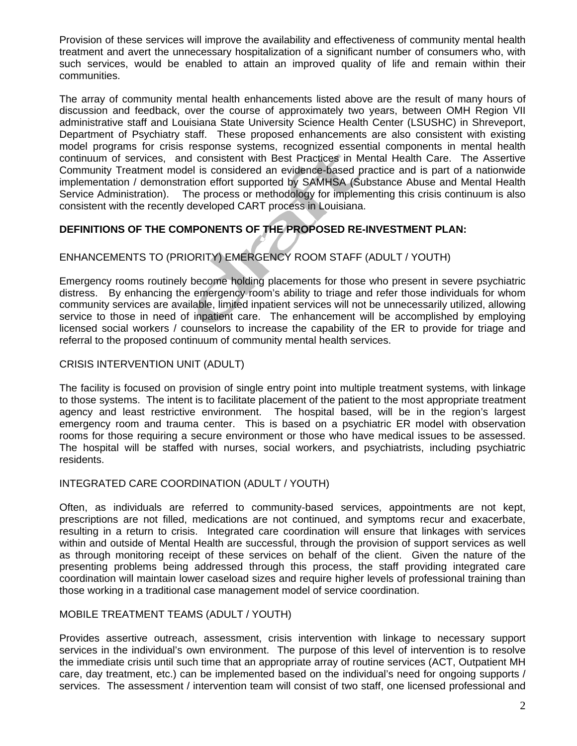Provision of these services will improve the availability and effectiveness of community mental health treatment and avert the unnecessary hospitalization of a significant number of consumers who, with such services, would be enabled to attain an improved quality of life and remain within their communities.

The array of community mental health enhancements listed above are the result of many hours of discussion and feedback, over the course of approximately two years, between OMH Region VII administrative staff and Louisiana State University Science Health Center (LSUSHC) in Shreveport, Department of Psychiatry staff. These proposed enhancements are also consistent with existing model programs for crisis response systems, recognized essential components in mental health continuum of services, and consistent with Best Practices in Mental Health Care. The Assertive Community Treatment model is considered an evidence-based practice and is part of a nationwide implementation / demonstration effort supported by SAMHSA (Substance Abuse and Mental Health Service Administration). The process or methodology for implementing this crisis continuum is also consistent with the recently developed CART process in Louisiana.

## DEFINITIONS OF THE COMPONENTS OF THE PROPOSED RE-INVESTMENT PLAN:

### ENHANCEMENTS TO (PRIORITY) EMERGENCY ROOM STAFF (ADULT / YOUTH)

Emergency rooms routinely become holding placements for those who present in severe psychiatric distress. By enhancing the emergency room's ability to triage and refer those individuals for whom community services are available, limited inpatient services will not be unnecessarily utilized, allowing service to those in need of inpatient care. The enhancement will be accomplished by employing licensed social workers / counselors to increase the capability of the ER to provide for triage and referral to the proposed continuum of community mental health services.

### CRISIS INTERVENTION UNIT (ADULT)

The facility is focused on provision of single entry point into multiple treatment systems, with linkage to those systems. The intent is to facilitate placement of the patient to the most appropriate treatment agency and least restrictive environment. The hospital based, will be in the region's largest emergency room and trauma center. This is based on a psychiatric ER model with observation rooms for those requiring a secure environment or those who have medical issues to be assessed. The hospital will be staffed with nurses, social workers, and psychiatrists, including psychiatric residents.

### INTEGRATED CARE COORDINATION (ADULT / YOUTH)

Often, as individuals are referred to community-based services, appointments are not kept, prescriptions are not filled, medications are not continued, and symptoms recur and exacerbate, resulting in a return to crisis. Integrated care coordination will ensure that linkages with services within and outside of Mental Health are successful, through the provision of support services as well as through monitoring receipt of these services on behalf of the client. Given the nature of the presenting problems being addressed through this process, the staff providing integrated care coordination will maintain lower caseload sizes and require higher levels of professional training than those working in a traditional case management model of service coordination.

### MOBILE TREATMENT TEAMS (ADULT / YOUTH)

Provides assertive outreach, assessment, crisis intervention with linkage to necessary support services in the individual's own environment. The purpose of this level of intervention is to resolve the immediate crisis until such time that an appropriate array of routine services (ACT, Outpatient MH care, day treatment, etc.) can be implemented based on the individual's need for ongoing supports / services. The assessment / intervention team will consist of two staff, one licensed professional and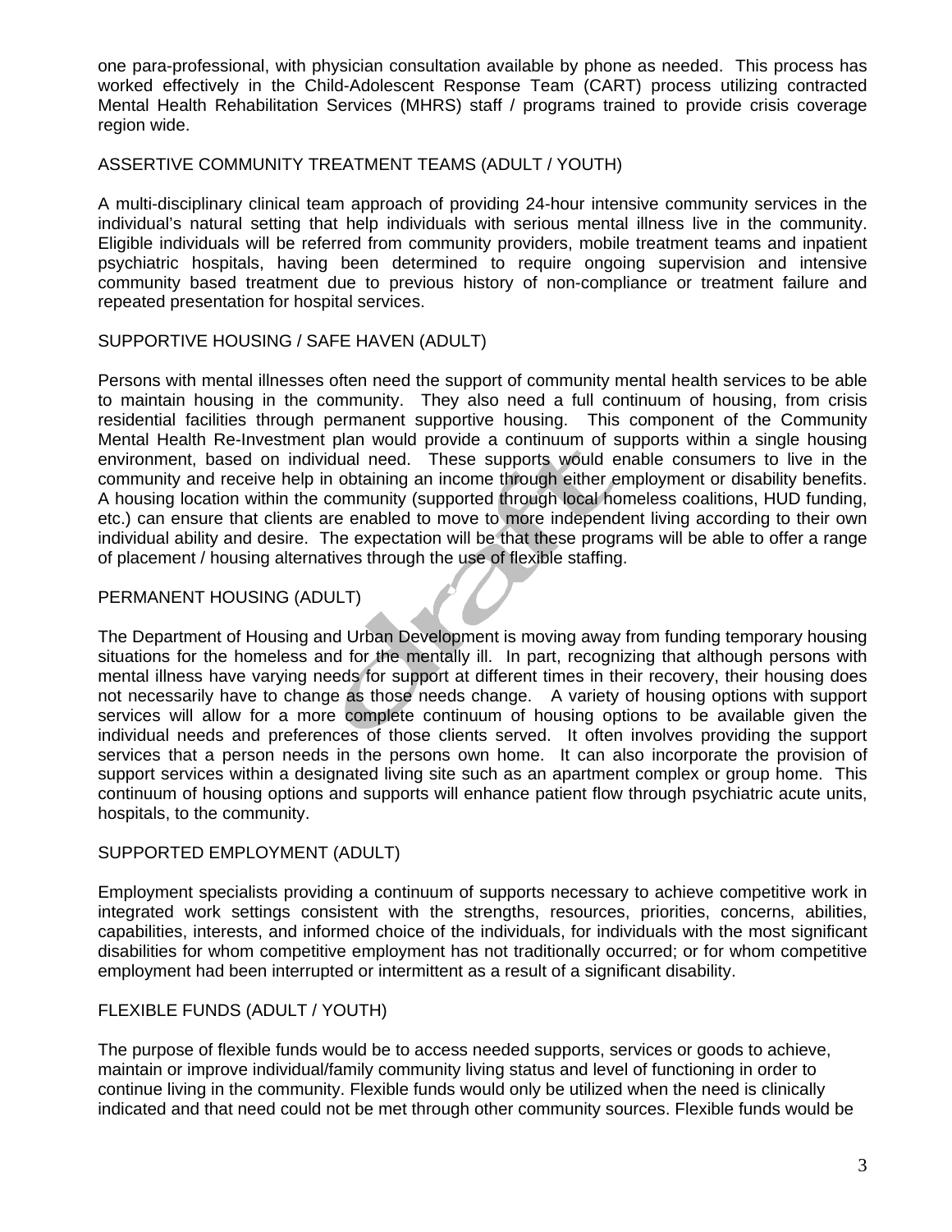one para-professional, with physician consultation available by phone as needed. This process has worked effectively in the Child-Adolescent Response Team (CART) process utilizing contracted Mental Health Rehabilitation Services (MHRS) staff / programs trained to provide crisis coverage region wide.

## ASSERTIVE COMMUNITY TREATMENT TEAMS (ADULT / YOUTH)

A multi-disciplinary clinical team approach of providing 24-hour intensive community services in the individual's natural setting that help individuals with serious mental illness live in the community. Eligible individuals will be referred from community providers, mobile treatment teams and inpatient psychiatric hospitals, having been determined to require ongoing supervision and intensive community based treatment due to previous history of non-compliance or treatment failure and repeated presentation for hospital services.

## SUPPORTIVE HOUSING / SAFE HAVEN (ADULT)

Persons with mental illnesses often need the support of community mental health services to be able to maintain housing in the community. They also need a full continuum of housing, from crisis residential facilities through permanent supportive housing. This component of the Community Mental Health Re-Investment plan would provide a continuum of supports within a single housing environment, based on individual need. These supports would enable consumers to live in the community and receive help in obtaining an income through either employment or disability benefits. A housing location within the community (supported through local homeless coalitions, HUD funding, etc.) can ensure that clients are enabled to move to more independent living according to their own individual ability and desire. The expectation will be that these programs will be able to offer a range of placement / housing alternatives through the use of flexible staffing.

## PERMANENT HOUSING (ADULT)

The Department of Housing and Urban Development is moving away from funding temporary housing situations for the homeless and for the mentally ill. In part, recognizing that although persons with mental illness have varying needs for support at different times in their recovery, their housing does not necessarily have to change as those needs change. A variety of housing options with support services will allow for a more complete continuum of housing options to be available given the individual needs and preferences of those clients served. It often involves providing the support services that a person needs in the persons own home. It can also incorporate the provision of support services within a designated living site such as an apartment complex or group home. This continuum of housing options and supports will enhance patient flow through psychiatric acute units, hospitals, to the community.

## SUPPORTED EMPLOYMENT (ADULT)

Employment specialists providing a continuum of supports necessary to achieve competitive work in integrated work settings consistent with the strengths, resources, priorities, concerns, abilities, capabilities, interests, and informed choice of the individuals, for individuals with the most significant disabilities for whom competitive employment has not traditionally occurred; or for whom competitive employment had been interrupted or intermittent as a result of a significant disability.

## FLEXIBLE FUNDS (ADULT / YOUTH)

The purpose of flexible funds would be to access needed supports, services or goods to achieve, maintain or improve individual/family community living status and level of functioning in order to continue living in the community. Flexible funds would only be utilized when the need is clinically indicated and that need could not be met through other community sources. Flexible funds would be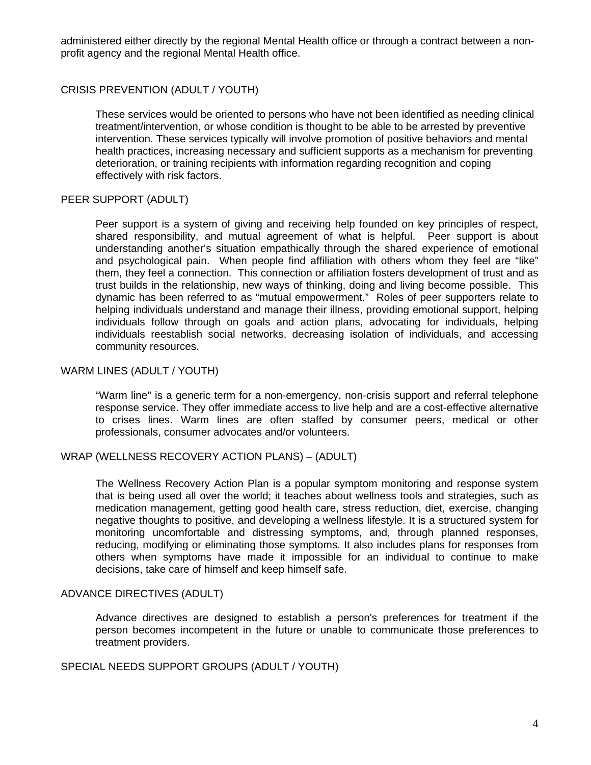administered either directly by the regional Mental Health office or through a contract between a non-profit agency and the regional Mental Health office.

## CRISIS PREVENTION (ADULT / YOUTH)

These services would be oriented to persons who have not been identified as needing clinical treatment/intervention, or whose condition is thought to be able to be arrested by preventive intervention. These services typically will involve promotion of positive behaviors and mental health practices, increasing necessary and sufficient supports as a mechanism for preventing deterioration, or training recipients with information regarding recognition and coping effectively with risk factors.

## PEER SUPPORT (ADULT)

Peer support is a system of giving and receiving help founded on key principles of respect, shared responsibility, and mutual agreement of what is helpful. Peer support is about understanding another's situation empathically through the shared experience of emotional and psychological pain. When people find affiliation with others whom they feel are "like" them, they feel a connection. This connection or affiliation fosters development of trust and as trust builds in the relationship, new ways of thinking, doing and living become possible. This dynamic has been referred to as "mutual empowerment." Roles of peer supporters relate to helping individuals understand and manage their illness, providing emotional support, helping individuals follow through on goals and action plans, advocating for individuals, helping individuals reestablish social networks, decreasing isolation of individuals, and accessing community resources.

## WARM LINES (ADULT / YOUTH)

"Warm line" is a generic term for a non-emergency, non-crisis support and referral telephone response service. They offer immediate access to live help and are a cost-effective alternative to crises lines. Warm lines are often staffed by consumer peers, medical or other professionals, consumer advocates and/or volunteers.

## WRAP (WELLNESS RECOVERY ACTION PLANS) – (ADULT)

The Wellness Recovery Action Plan is a popular symptom monitoring and response system that is being used all over the world; it teaches about wellness tools and strategies, such as medication management, getting good health care, stress reduction, diet, exercise, changing negative thoughts to positive, and developing a wellness lifestyle. It is a structured system for monitoring uncomfortable and distressing symptoms, and, through planned responses, reducing, modifying or eliminating those symptoms. It also includes plans for responses from others when symptoms have made it impossible for an individual to continue to make decisions, take care of himself and keep himself safe.

## ADVANCE DIRECTIVES (ADULT)

Advance directives are designed to establish a person's preferences for treatment if the person becomes incompetent in the future or unable to communicate those preferences to treatment providers.

## SPECIAL NEEDS SUPPORT GROUPS (ADULT / YOUTH)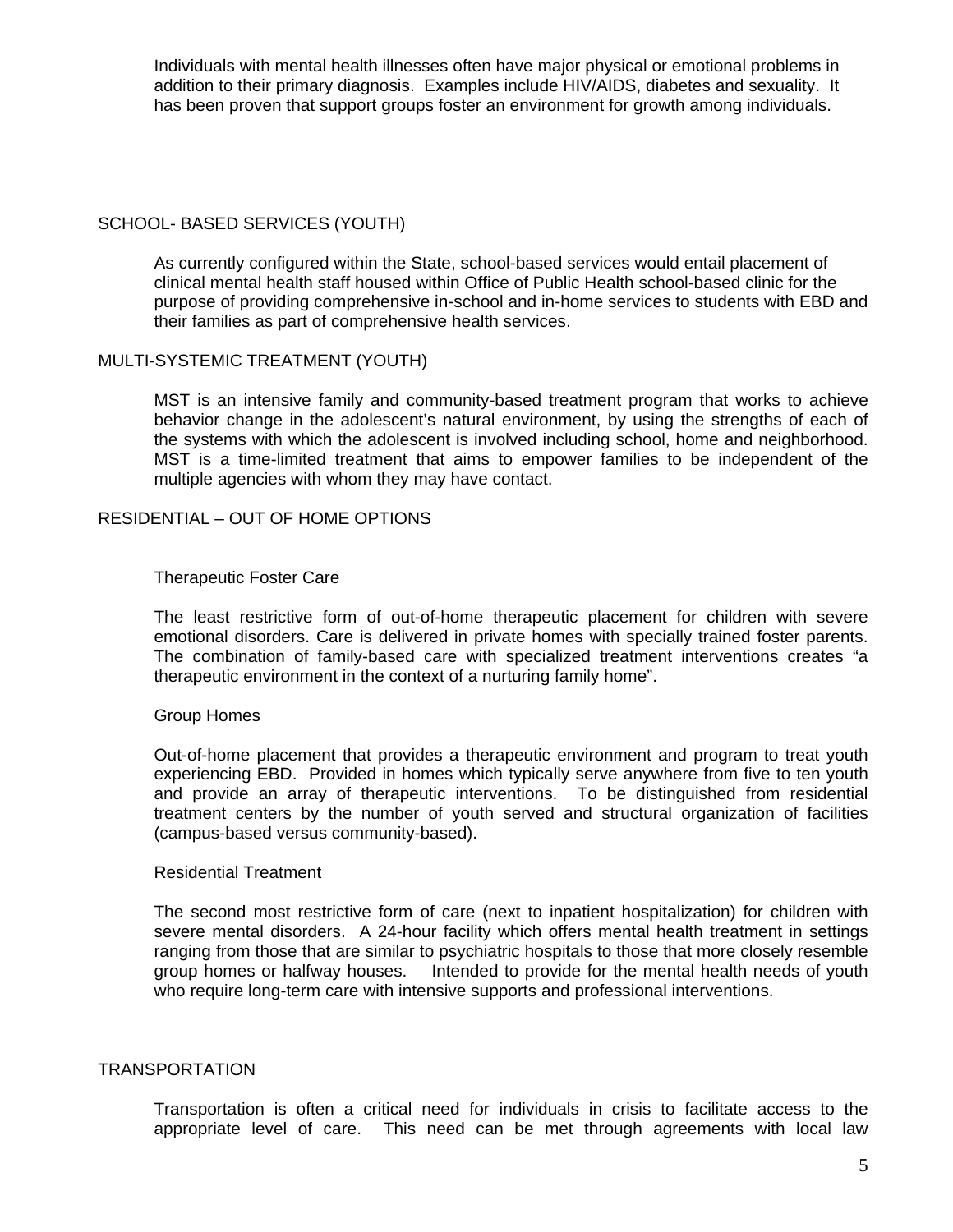Individuals with mental health illnesses often have major physical or emotional problems in addition to their primary diagnosis. Examples include HIV/AIDS, diabetes and sexuality. It has been proven that support groups foster an environment for growth among individuals.

## SCHOOL- BASED SERVICES (YOUTH)

As currently configured within the State, school-based services would entail placement of clinical mental health staff housed within Office of Public Health school-based clinic for the purpose of providing comprehensive in-school and in-home services to students with EBD and their families as part of comprehensive health services.

## MULTI-SYSTEMIC TREATMENT (YOUTH)

MST is an intensive family and community-based treatment program that works to achieve behavior change in the adolescent's natural environment, by using the strengths of each of the systems with which the adolescent is involved including school, home and neighborhood. MST is a time-limited treatment that aims to empower families to be independent of the multiple agencies with whom they may have contact.

## RESIDENTIAL – OUT OF HOME OPTIONS

### Therapeutic Foster Care

The least restrictive form of out-of-home therapeutic placement for children with severe emotional disorders. Care is delivered in private homes with specially trained foster parents. The combination of family-based care with specialized treatment interventions creates "a therapeutic environment in the context of a nurturing family home".

### Group Homes

Out-of-home placement that provides a therapeutic environment and program to treat youth experiencing EBD. Provided in homes which typically serve anywhere from five to ten youth and provide an array of therapeutic interventions. To be distinguished from residential treatment centers by the number of youth served and structural organization of facilities (campus-based versus community-based).

### Residential Treatment

The second most restrictive form of care (next to inpatient hospitalization) for children with severe mental disorders. A 24-hour facility which offers mental health treatment in settings ranging from those that are similar to psychiatric hospitals to those that more closely resemble group homes or halfway houses. Intended to provide for the mental health needs of youth who require long-term care with intensive supports and professional interventions.

## TRANSPORTATION

Transportation is often a critical need for individuals in crisis to facilitate access to the appropriate level of care. This need can be met through agreements with local law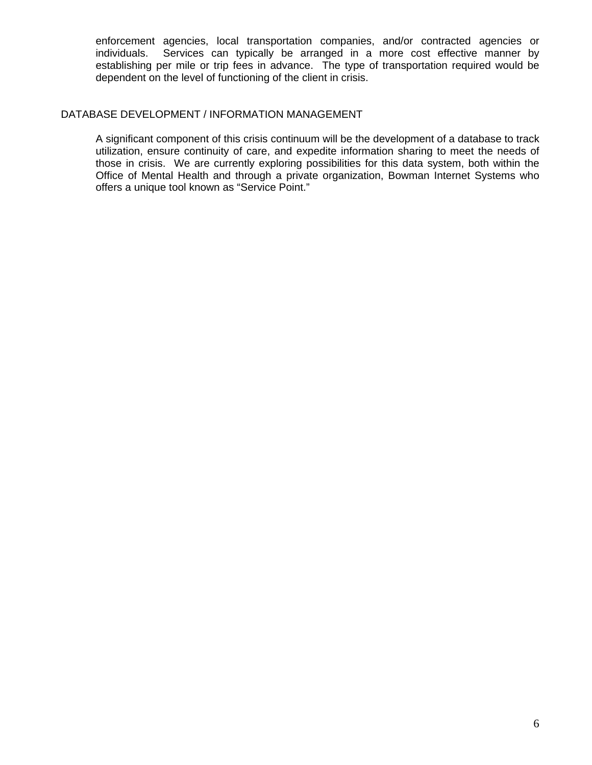enforcement agencies, local transportation companies, and/or contracted agencies or individuals. Services can typically be arranged in a more cost effective manner by establishing per mile or trip fees in advance. The type of transportation required would be dependent on the level of functioning of the client in crisis.

## DATABASE DEVELOPMENT / INFORMATION MANAGEMENT

A significant component of this crisis continuum will be the development of a database to track utilization, ensure continuity of care, and expedite information sharing to meet the needs of those in crisis. We are currently exploring possibilities for this data system, both within the Office of Mental Health and through a private organization, Bowman Internet Systems who offers a unique tool known as "Service Point."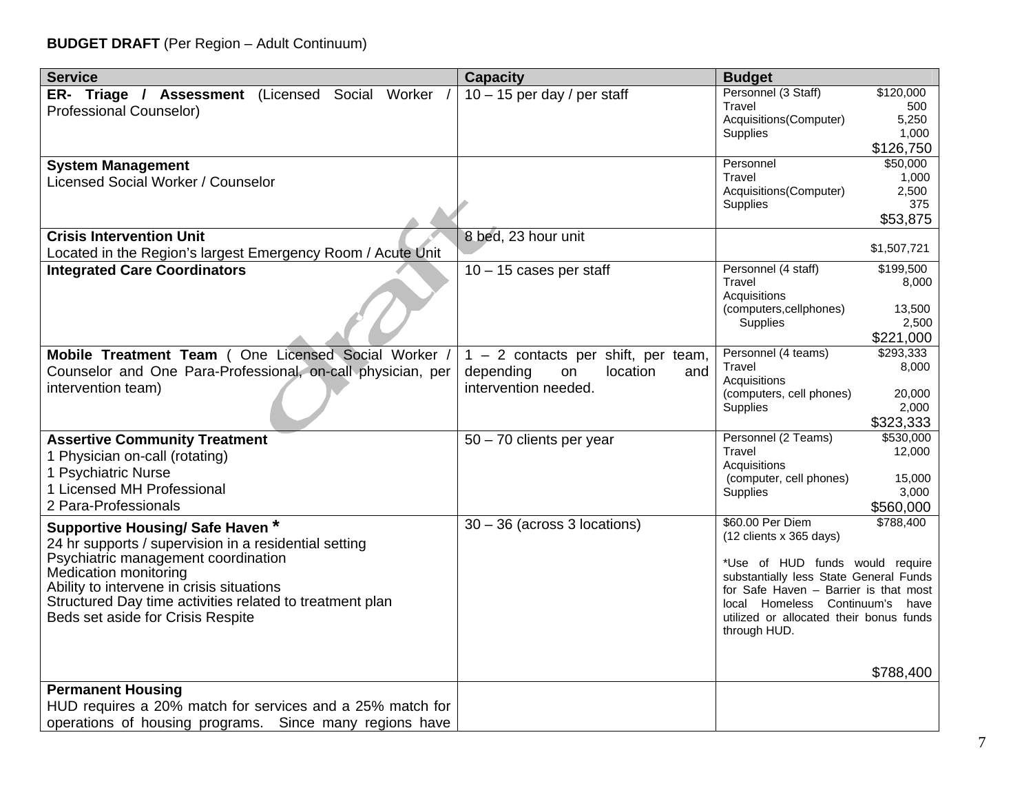**BUDGET DRAFT** (Per Region – Adult Continuum)

| Service | Capacity | Budget |
|---|---|---|
| **ER- Triage / Assessment** (Licensed Social Worker / Professional Counselor) | 10 – 15 per day / per staff | Personnel (3 Staff) $120,000<br>Travel 500<br>Acquisitions(Computer) 5,250<br>Supplies 1,000<br>$126,750 |
| **System Management**<br>Licensed Social Worker / Counselor | | Personnel $50,000<br>Travel 1,000<br>Acquisitions(Computer) 2,500<br>Supplies 375<br>$53,875 |
| **Crisis Intervention Unit**<br>Located in the Region's largest Emergency Room / Acute Unit | 8 bed, 23 hour unit | $1,507,721 |
| **Integrated Care Coordinators** | 10 – 15 cases per staff | Personnel (4 staff) $199,500<br>Travel 8,000<br>Acquisitions (computers,cellphones) 13,500<br>Supplies 2,500<br>$221,000 |
| **Mobile Treatment Team** ( One Licensed Social Worker / Counselor and One Para-Professional, on-call physician, per intervention team) | 1 – 2 contacts per shift, per team, depending on location and intervention needed. | Personnel (4 teams) $293,333<br>Travel 8,000<br>Acquisitions (computers, cell phones) 20,000<br>Supplies 2,000<br>$323,333 |
| **Assertive Community Treatment**<br>1 Physician on-call (rotating)<br>1 Psychiatric Nurse<br>1 Licensed MH Professional<br>2 Para-Professionals | 50 – 70 clients per year | Personnel (2 Teams) $530,000<br>Travel 12,000<br>Acquisitions (computer, cell phones) 15,000<br>Supplies 3,000<br>$560,000 |
| **Supportive Housing/ Safe Haven** *<br>24 hr supports / supervision in a residential setting<br>Psychiatric management coordination<br>Medication monitoring<br>Ability to intervene in crisis situations<br>Structured Day time activities related to treatment plan<br>Beds set aside for Crisis Respite | 30 – 36 (across 3 locations) | $60.00 Per Diem $788,400<br>(12 clients x 365 days)<br><br>*Use of HUD funds would require substantially less State General Funds for Safe Haven – Barrier is that most local Homeless Continuum's have utilized or allocated their bonus funds through HUD.<br><br>$788,400 |
| **Permanent Housing**<br>HUD requires a 20% match for services and a 25% match for operations of housing programs. Since many regions have | | |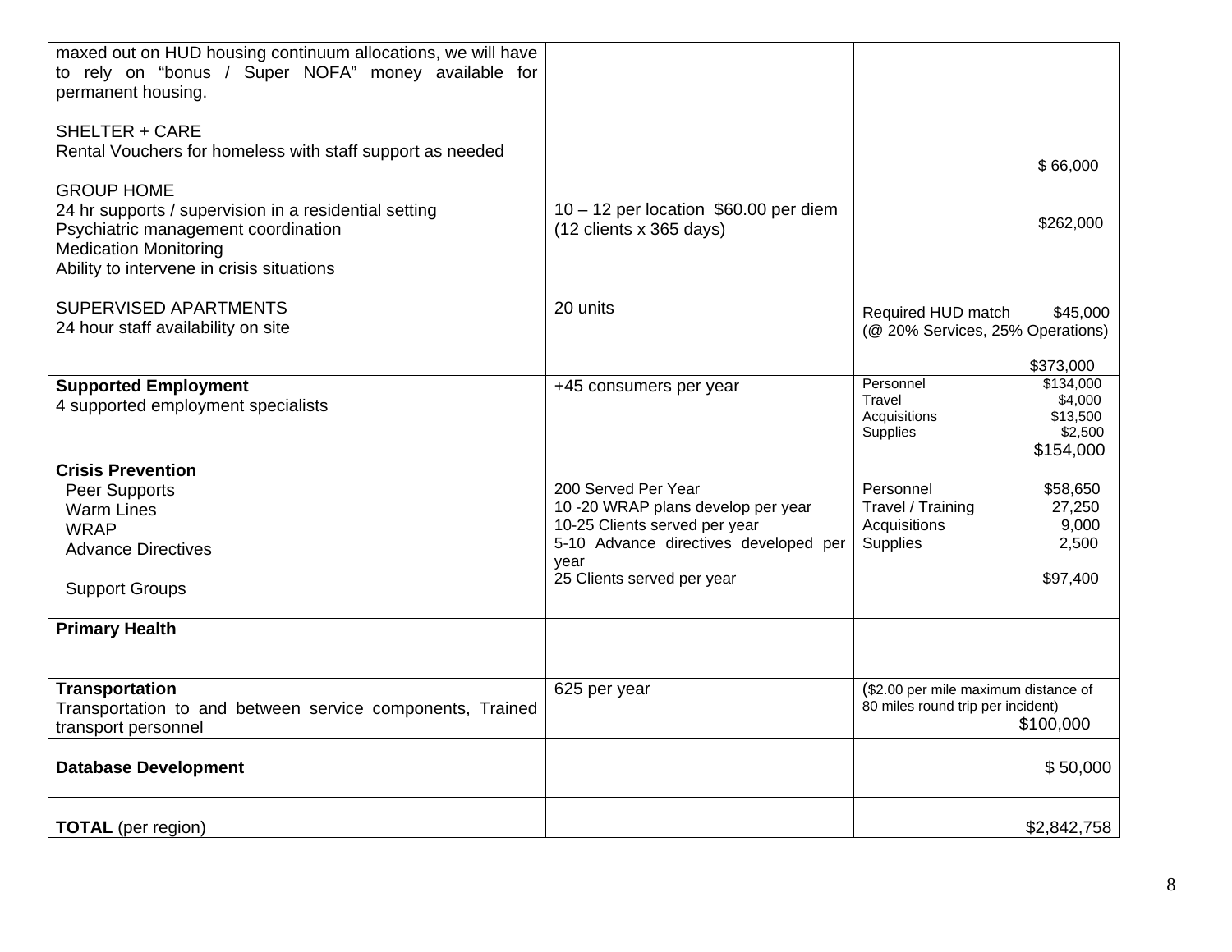| | | |
|---|---|---|
| maxed out on HUD housing continuum allocations, we will have to rely on "bonus / Super NOFA" money available for permanent housing.<br><br>SHELTER + CARE<br>Rental Vouchers for homeless with staff support as needed<br><br>GROUP HOME<br>24 hr supports / supervision in a residential setting<br>Psychiatric management coordination<br>Medication Monitoring<br>Ability to intervene in crisis situations<br><br>SUPERVISED APARTMENTS<br>24 hour staff availability on site | <br><br><br><br><br><br>10 – 12 per location $60.00 per diem (12 clients x 365 days)<br><br><br><br>20 units | <br><br><br>$ 66,000<br><br>$262,000<br><br><br>Required HUD match $45,000<br>(@ 20% Services, 25% Operations)<br><br>$373,000 |
| **Supported Employment**<br>4 supported employment specialists | +45 consumers per year | Personnel $134,000<br>Travel $4,000<br>Acquisitions $13,500<br>Supplies $2,500<br>$154,000 |
| **Crisis Prevention**<br>Peer Supports<br>Warm Lines<br>WRAP<br>Advance Directives<br><br>Support Groups | <br>200 Served Per Year<br>10 -20 WRAP plans develop per year<br>10-25 Clients served per year<br>5-10 Advance directives developed per year<br>25 Clients served per year | <br>Personnel $58,650<br>Travel / Training 27,250<br>Acquisitions 9,000<br>Supplies 2,500<br><br>$97,400 |
| **Primary Health** | | |
| **Transportation**<br>Transportation to and between service components, Trained transport personnel | 625 per year | ($2.00 per mile maximum distance of 80 miles round trip per incident)<br>$100,000 |
| **Database Development** | | $ 50,000 |
| **TOTAL** (per region) | | $2,842,758 |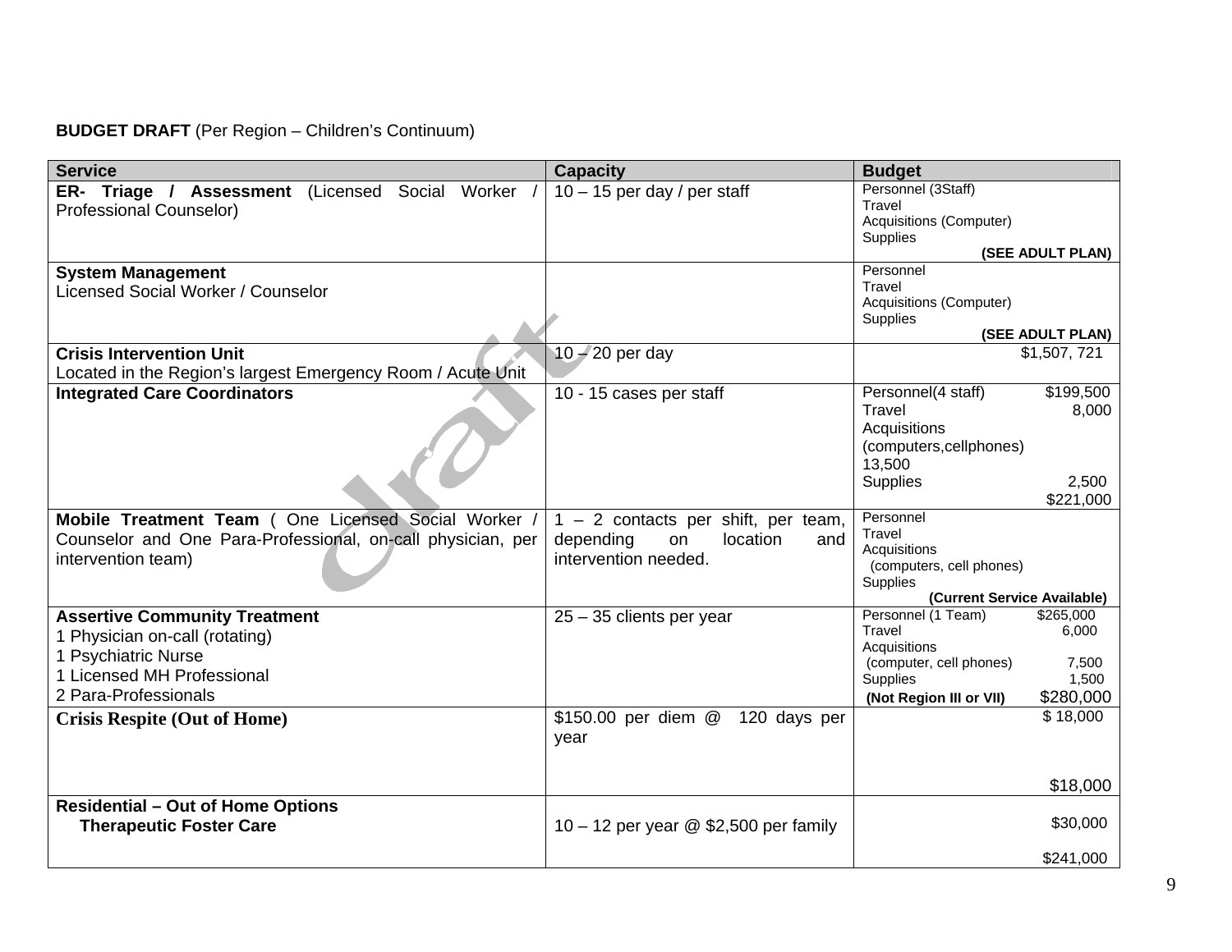**BUDGET DRAFT** (Per Region – Children's Continuum)

| Service | Capacity | Budget |
|---|---|---|
| **ER- Triage / Assessment** (Licensed Social Worker / Professional Counselor) | 10 – 15 per day / per staff | Personnel (3Staff)<br>Travel<br>Acquisitions (Computer)<br>Supplies<br>**(SEE ADULT PLAN)** |
| **System Management**<br>Licensed Social Worker / Counselor | | Personnel<br>Travel<br>Acquisitions (Computer)<br>Supplies<br>**(SEE ADULT PLAN)** |
| **Crisis Intervention Unit**<br>Located in the Region's largest Emergency Room / Acute Unit | 10 – 20 per day | $1,507, 721 |
| **Integrated Care Coordinators** | 10 - 15 cases per staff | Personnel(4 staff) $199,500<br>Travel 8,000<br>Acquisitions (computers,cellphones) 13,500<br>Supplies 2,500<br>$221,000 |
| **Mobile Treatment Team** ( One Licensed Social Worker / Counselor and One Para-Professional, on-call physician, per intervention team) | 1 – 2 contacts per shift, per team, depending on location and intervention needed. | Personnel<br>Travel<br>Acquisitions<br>(computers, cell phones)<br>Supplies<br>**(Current Service Available)** |
| **Assertive Community Treatment**<br>1 Physician on-call (rotating)<br>1 Psychiatric Nurse<br>1 Licensed MH Professional<br>2 Para-Professionals | 25 – 35 clients per year | Personnel (1 Team) $265,000<br>Travel 6,000<br>Acquisitions<br>(computer, cell phones) 7,500<br>Supplies 1,500<br>**(Not Region III or VII)** $280,000 |
| **Crisis Respite (Out of Home)** | $150.00 per diem @ 120 days per year | $ 18,000<br><br>$18,000 |
| **Residential – Out of Home Options**<br>**Therapeutic Foster Care** | 10 – 12 per year @ $2,500 per family | $30,000<br><br>$241,000 |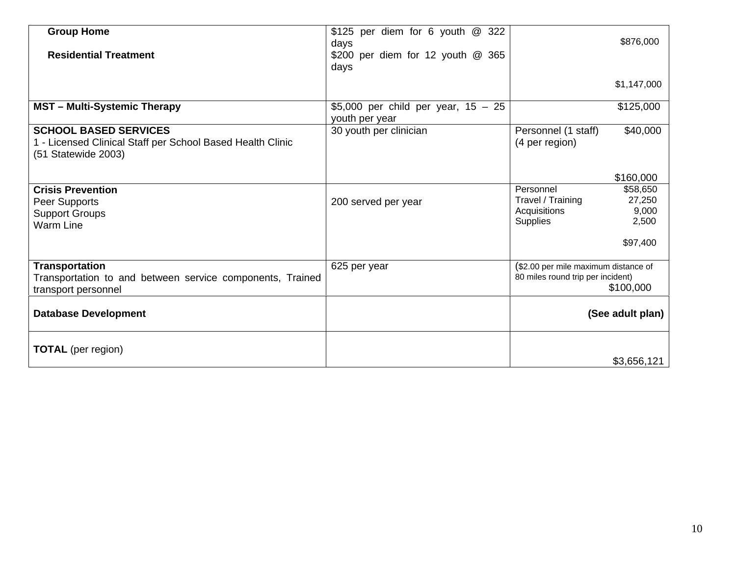| | | |
|---|---|---|
| **Group Home**<br><br>**Residential Treatment** | \$125 per diem for 6 youth @ 322 days<br>\$200 per diem for 12 youth @ 365 days | \$876,000<br><br>\$1,147,000 |
| **MST – Multi-Systemic Therapy** | \$5,000 per child per year, 15 – 25 youth per year | \$125,000 |
| **SCHOOL BASED SERVICES**<br>1 - Licensed Clinical Staff per School Based Health Clinic (51 Statewide 2003) | 30 youth per clinician | Personnel (1 staff) \$40,000<br>(4 per region)<br><br>\$160,000 |
| **Crisis Prevention**<br>Peer Supports<br>Support Groups<br>Warm Line | 200 served per year | Personnel \$58,650<br>Travel / Training 27,250<br>Acquisitions 9,000<br>Supplies 2,500<br><br>\$97,400 |
| **Transportation**<br>Transportation to and between service components, Trained transport personnel | 625 per year | (\$2.00 per mile maximum distance of 80 miles round trip per incident)<br>\$100,000 |
| **Database Development** | | **(See adult plan)** |
| **TOTAL** (per region) | | \$3,656,121 |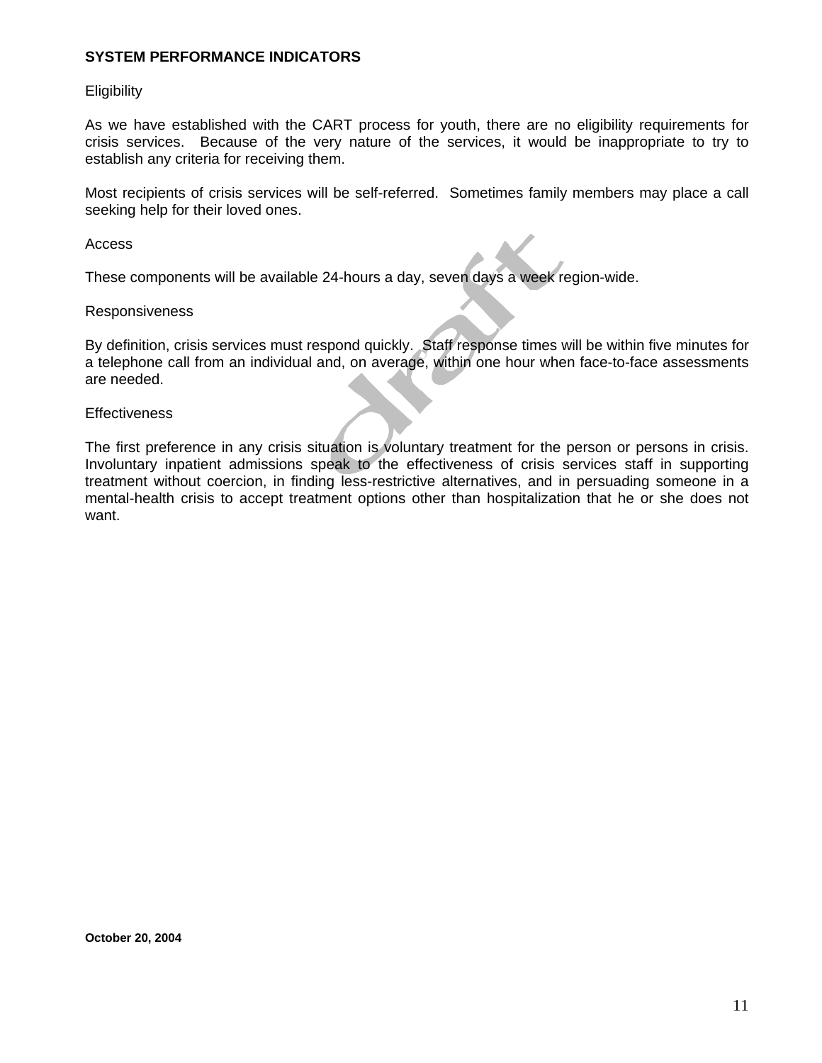**SYSTEM PERFORMANCE INDICATORS**

Eligibility

As we have established with the CART process for youth, there are no eligibility requirements for crisis services. Because of the very nature of the services, it would be inappropriate to try to establish any criteria for receiving them.

Most recipients of crisis services will be self-referred. Sometimes family members may place a call seeking help for their loved ones.

Access

These components will be available 24-hours a day, seven days a week region-wide.

Responsiveness

By definition, crisis services must respond quickly. Staff response times will be within five minutes for a telephone call from an individual and, on average, within one hour when face-to-face assessments are needed.

Effectiveness

The first preference in any crisis situation is voluntary treatment for the person or persons in crisis. Involuntary inpatient admissions speak to the effectiveness of crisis services staff in supporting treatment without coercion, in finding less-restrictive alternatives, and in persuading someone in a mental-health crisis to accept treatment options other than hospitalization that he or she does not want.

**October 20, 2004**